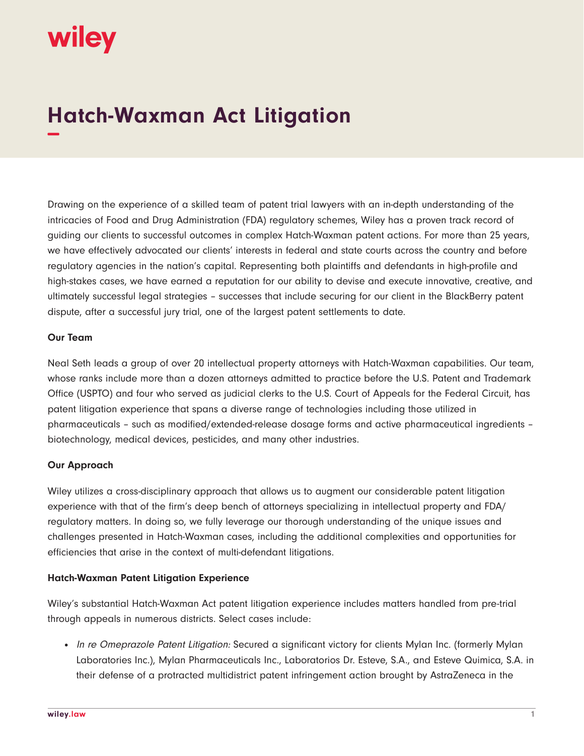# Hatch-Waxman Act Litigation

Drawing on the experience of a skilled team of patent trial lawyers with an in-depth understanding of the intricacies of Food and Drug Administration (FDA) regulatory schemes, Wiley has a proven track record of guiding our clients to successful outcomes in complex Hatch-Waxman patent actions. For more than 25 years, we have effectively advocated our clients' interests in federal and state courts across the country and before regulatory agencies in the nation's capital. Representing both plaintiffs and defendants in high-profile and high-stakes cases, we have earned a reputation for our ability to devise and execute innovative, creative, and ultimately successful legal strategies – successes that include securing for our client in the BlackBerry patent dispute, after a successful jury trial, one of the largest patent settlements to date.

**Our Team**

Neal Seth leads a group of over 20 intellectual property attorneys with Hatch-Waxman capabilities. Our team, whose ranks include more than a dozen attorneys admitted to practice before the U.S. Patent and Trademark Office (USPTO) and four who served as judicial clerks to the U.S. Court of Appeals for the Federal Circuit, has patent litigation experience that spans a diverse range of technologies including those utilized in pharmaceuticals – such as modified/extended-release dosage forms and active pharmaceutical ingredients – biotechnology, medical devices, pesticides, and many other industries.

**Our Approach**

Wiley utilizes a cross-disciplinary approach that allows us to augment our considerable patent litigation experience with that of the firm's deep bench of attorneys specializing in intellectual property and FDA/regulatory matters. In doing so, we fully leverage our thorough understanding of the unique issues and challenges presented in Hatch-Waxman cases, including the additional complexities and opportunities for efficiencies that arise in the context of multi-defendant litigations.

**Hatch-Waxman Patent Litigation Experience**

Wiley's substantial Hatch-Waxman Act patent litigation experience includes matters handled from pre-trial through appeals in numerous districts. Select cases include:

- *In re Omeprazole Patent Litigation:* Secured a significant victory for clients Mylan Inc. (formerly Mylan Laboratories Inc.), Mylan Pharmaceuticals Inc., Laboratorios Dr. Esteve, S.A., and Esteve Quimica, S.A. in their defense of a protracted multidistrict patent infringement action brought by AstraZeneca in the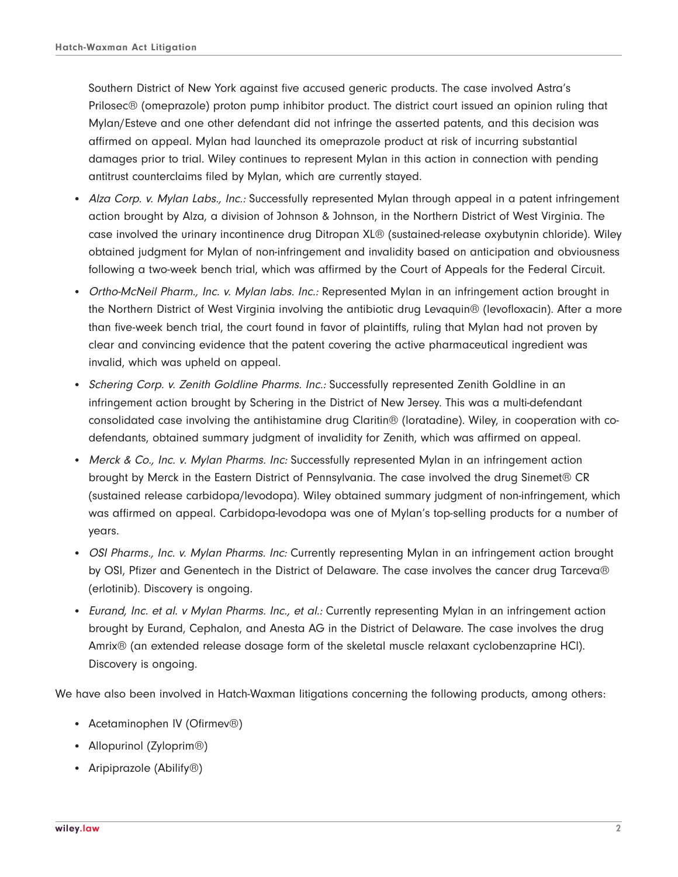Southern District of New York against five accused generic products. The case involved Astra's Prilosec® (omeprazole) proton pump inhibitor product. The district court issued an opinion ruling that Mylan/Esteve and one other defendant did not infringe the asserted patents, and this decision was affirmed on appeal. Mylan had launched its omeprazole product at risk of incurring substantial damages prior to trial. Wiley continues to represent Mylan in this action in connection with pending antitrust counterclaims filed by Mylan, which are currently stayed.

- *Alza Corp. v. Mylan Labs., Inc.:* Successfully represented Mylan through appeal in a patent infringement action brought by Alza, a division of Johnson & Johnson, in the Northern District of West Virginia. The case involved the urinary incontinence drug Ditropan XL® (sustained-release oxybutynin chloride). Wiley obtained judgment for Mylan of non-infringement and invalidity based on anticipation and obviousness following a two-week bench trial, which was affirmed by the Court of Appeals for the Federal Circuit.
- *Ortho-McNeil Pharm., Inc. v. Mylan labs. Inc.:* Represented Mylan in an infringement action brought in the Northern District of West Virginia involving the antibiotic drug Levaquin® (levofloxacin). After a more than five-week bench trial, the court found in favor of plaintiffs, ruling that Mylan had not proven by clear and convincing evidence that the patent covering the active pharmaceutical ingredient was invalid, which was upheld on appeal.
- *Schering Corp. v. Zenith Goldline Pharms. Inc.:* Successfully represented Zenith Goldline in an infringement action brought by Schering in the District of New Jersey. This was a multi-defendant consolidated case involving the antihistamine drug Claritin® (loratadine). Wiley, in cooperation with co-defendants, obtained summary judgment of invalidity for Zenith, which was affirmed on appeal.
- *Merck & Co., Inc. v. Mylan Pharms. Inc:* Successfully represented Mylan in an infringement action brought by Merck in the Eastern District of Pennsylvania. The case involved the drug Sinemet® CR (sustained release carbidopa/levodopa). Wiley obtained summary judgment of non-infringement, which was affirmed on appeal. Carbidopa-levodopa was one of Mylan's top-selling products for a number of years.
- *OSI Pharms., Inc. v. Mylan Pharms. Inc:* Currently representing Mylan in an infringement action brought by OSI, Pfizer and Genentech in the District of Delaware. The case involves the cancer drug Tarceva® (erlotinib). Discovery is ongoing.
- *Eurand, Inc. et al. v Mylan Pharms. Inc., et al.:* Currently representing Mylan in an infringement action brought by Eurand, Cephalon, and Anesta AG in the District of Delaware. The case involves the drug Amrix® (an extended release dosage form of the skeletal muscle relaxant cyclobenzaprine HCl). Discovery is ongoing.

We have also been involved in Hatch-Waxman litigations concerning the following products, among others:

- Acetaminophen IV (Ofirmev®)
- Allopurinol (Zyloprim®)
- Aripiprazole (Abilify®)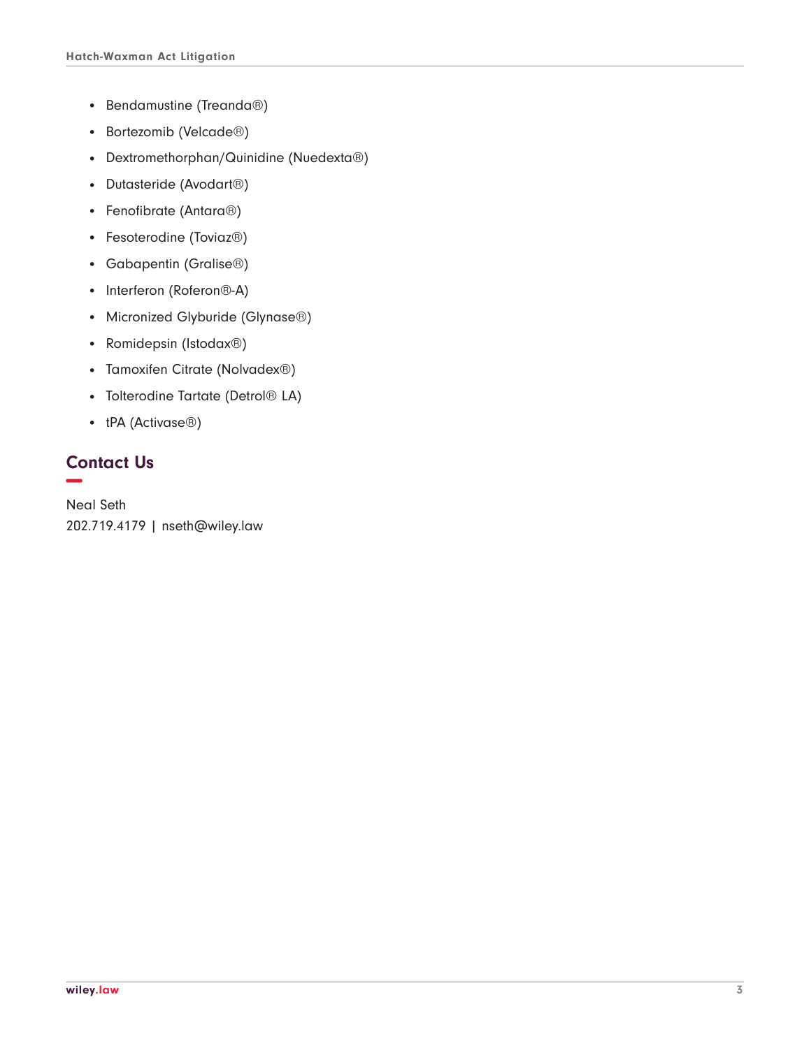- Bendamustine (Treanda®)
- Bortezomib (Velcade®)
- Dextromethorphan/Quinidine (Nuedexta®)
- Dutasteride (Avodart®)
- Fenofibrate (Antara®)
- Fesoterodine (Toviaz®)
- Gabapentin (Gralise®)
- Interferon (Roferon®-A)
- Micronized Glyburide (Glynase®)
- Romidepsin (Istodax®)
- Tamoxifen Citrate (Nolvadex®)
- Tolterodine Tartate (Detrol® LA)
- tPA (Activase®)

## Contact Us

Neal Seth
202.719.4179 | nseth@wiley.law